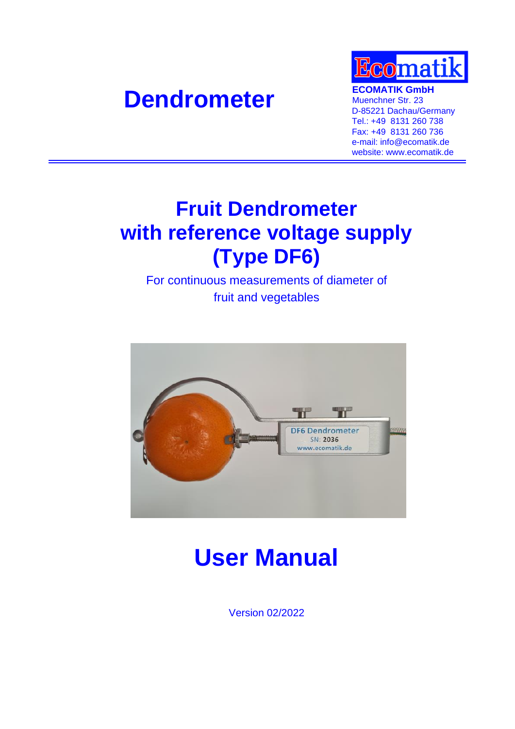# Dendrometer

**ECOMATIK GmbH**
Muenchner Str. 23
D-85221 Dachau/Germany
Tel.: +49 8131 260 738
Fax: +49 8131 260 736
e-mail: info@ecomatik.de
website: www.ecomatik.de

# Fruit Dendrometer with reference voltage supply (Type DF6)

For continuous measurements of diameter of fruit and vegetables

# User Manual

Version 02/2022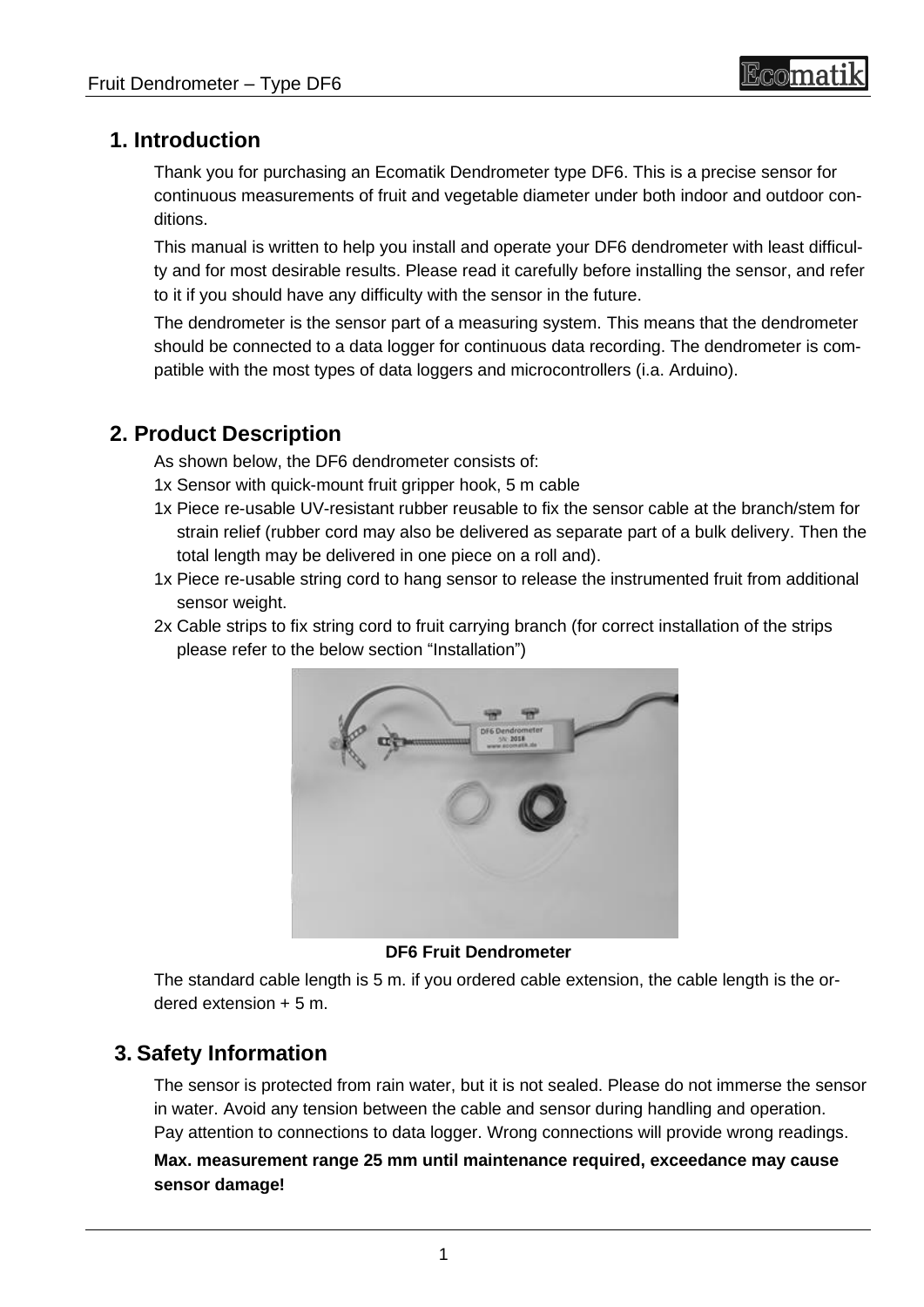## 1. Introduction

Thank you for purchasing an Ecomatik Dendrometer type DF6. This is a precise sensor for continuous measurements of fruit and vegetable diameter under both indoor and outdoor conditions.

This manual is written to help you install and operate your DF6 dendrometer with least difficulty and for most desirable results. Please read it carefully before installing the sensor, and refer to it if you should have any difficulty with the sensor in the future.

The dendrometer is the sensor part of a measuring system. This means that the dendrometer should be connected to a data logger for continuous data recording. The dendrometer is compatible with the most types of data loggers and microcontrollers (i.a. Arduino).

## 2. Product Description

As shown below, the DF6 dendrometer consists of:

- 1x Sensor with quick-mount fruit gripper hook, 5 m cable
- 1x Piece re-usable UV-resistant rubber reusable to fix the sensor cable at the branch/stem for strain relief (rubber cord may also be delivered as separate part of a bulk delivery. Then the total length may be delivered in one piece on a roll and).
- 1x Piece re-usable string cord to hang sensor to release the instrumented fruit from additional sensor weight.
- 2x Cable strips to fix string cord to fruit carrying branch (for correct installation of the strips please refer to the below section "Installation")

**DF6 Fruit Dendrometer**

The standard cable length is 5 m. if you ordered cable extension, the cable length is the ordered extension + 5 m.

## 3. Safety Information

The sensor is protected from rain water, but it is not sealed. Please do not immerse the sensor in water. Avoid any tension between the cable and sensor during handling and operation. Pay attention to connections to data logger. Wrong connections will provide wrong readings.

**Max. measurement range 25 mm until maintenance required, exceedance may cause sensor damage!**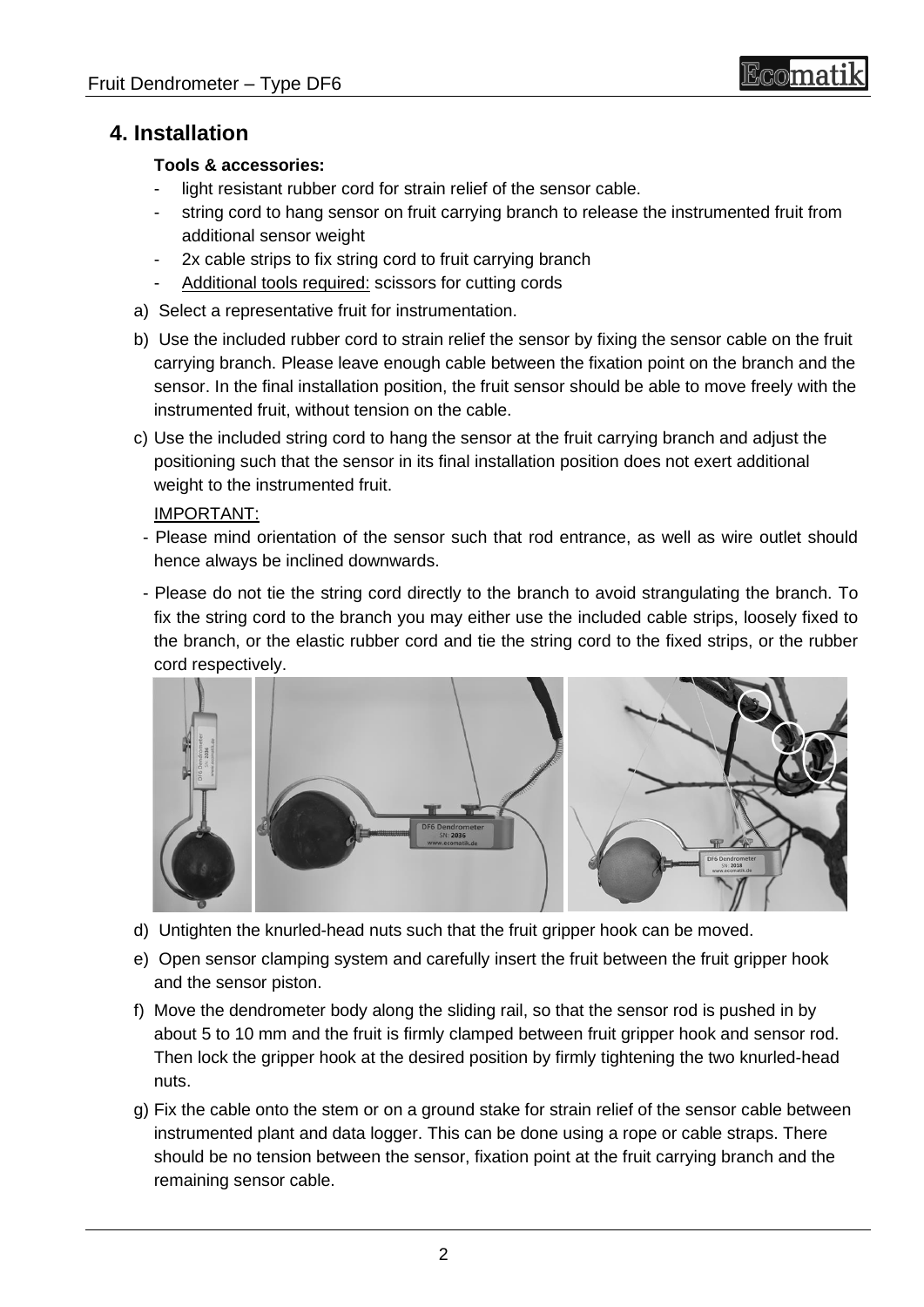## 4. Installation

**Tools & accessories:**

- light resistant rubber cord for strain relief of the sensor cable.
- string cord to hang sensor on fruit carrying branch to release the instrumented fruit from additional sensor weight
- 2x cable strips to fix string cord to fruit carrying branch
- Additional tools required: scissors for cutting cords

a) Select a representative fruit for instrumentation.

b) Use the included rubber cord to strain relief the sensor by fixing the sensor cable on the fruit carrying branch. Please leave enough cable between the fixation point on the branch and the sensor. In the final installation position, the fruit sensor should be able to move freely with the instrumented fruit, without tension on the cable.

c) Use the included string cord to hang the sensor at the fruit carrying branch and adjust the positioning such that the sensor in its final installation position does not exert additional weight to the instrumented fruit.

IMPORTANT:

- Please mind orientation of the sensor such that rod entrance, as well as wire outlet should hence always be inclined downwards.
- Please do not tie the string cord directly to the branch to avoid strangulating the branch. To fix the string cord to the branch you may either use the included cable strips, loosely fixed to the branch, or the elastic rubber cord and tie the string cord to the fixed strips, or the rubber cord respectively.

d) Untighten the knurled-head nuts such that the fruit gripper hook can be moved.

e) Open sensor clamping system and carefully insert the fruit between the fruit gripper hook and the sensor piston.

f) Move the dendrometer body along the sliding rail, so that the sensor rod is pushed in by about 5 to 10 mm and the fruit is firmly clamped between fruit gripper hook and sensor rod. Then lock the gripper hook at the desired position by firmly tightening the two knurled-head nuts.

g) Fix the cable onto the stem or on a ground stake for strain relief of the sensor cable between instrumented plant and data logger. This can be done using a rope or cable straps. There should be no tension between the sensor, fixation point at the fruit carrying branch and the remaining sensor cable.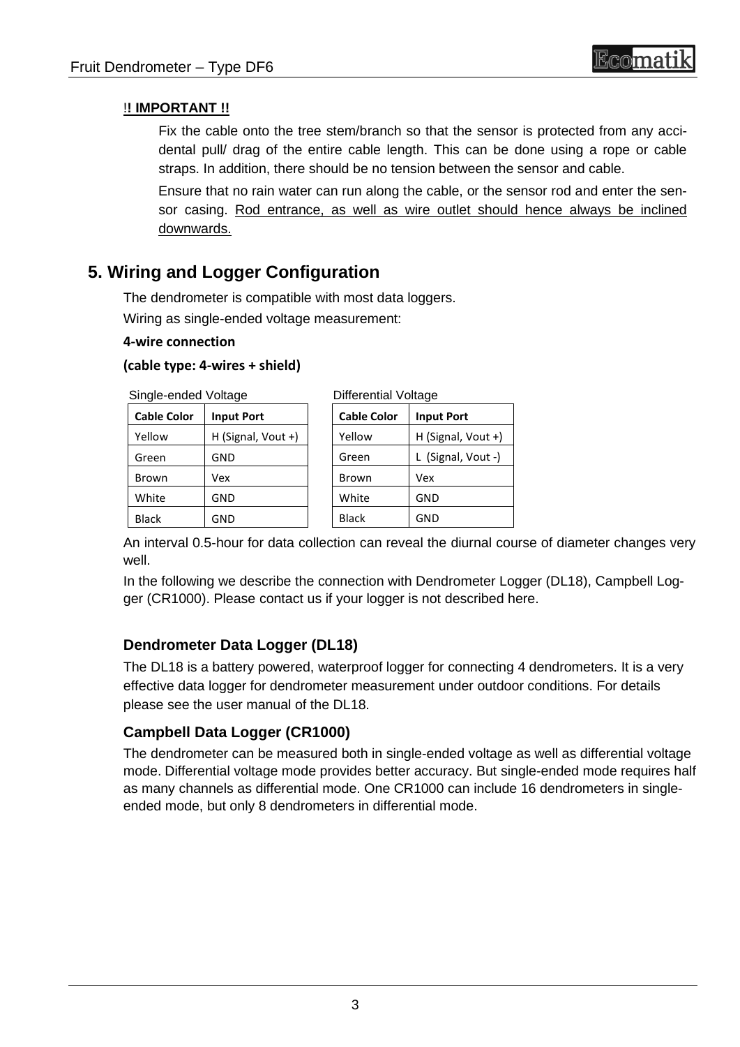**!! IMPORTANT !!**

Fix the cable onto the tree stem/branch so that the sensor is protected from any accidental pull/ drag of the entire cable length. This can be done using a rope or cable straps. In addition, there should be no tension between the sensor and cable.

Ensure that no rain water can run along the cable, or the sensor rod and enter the sensor casing. Rod entrance, as well as wire outlet should hence always be inclined downwards.

## 5. Wiring and Logger Configuration

The dendrometer is compatible with most data loggers.

Wiring as single-ended voltage measurement:

**4-wire connection**

**(cable type: 4-wires + shield)**

Single-ended Voltage

| Cable Color | Input Port |
|---|---|
| Yellow | H (Signal, Vout +) |
| Green | GND |
| Brown | Vex |
| White | GND |
| Black | GND |

Differential Voltage

| Cable Color | Input Port |
|---|---|
| Yellow | H (Signal, Vout +) |
| Green | L (Signal, Vout -) |
| Brown | Vex |
| White | GND |
| Black | GND |

An interval 0.5-hour for data collection can reveal the diurnal course of diameter changes very well.

In the following we describe the connection with Dendrometer Logger (DL18), Campbell Logger (CR1000). Please contact us if your logger is not described here.

### Dendrometer Data Logger (DL18)

The DL18 is a battery powered, waterproof logger for connecting 4 dendrometers. It is a very effective data logger for dendrometer measurement under outdoor conditions. For details please see the user manual of the DL18.

### Campbell Data Logger (CR1000)

The dendrometer can be measured both in single-ended voltage as well as differential voltage mode. Differential voltage mode provides better accuracy. But single-ended mode requires half as many channels as differential mode. One CR1000 can include 16 dendrometers in single-ended mode, but only 8 dendrometers in differential mode.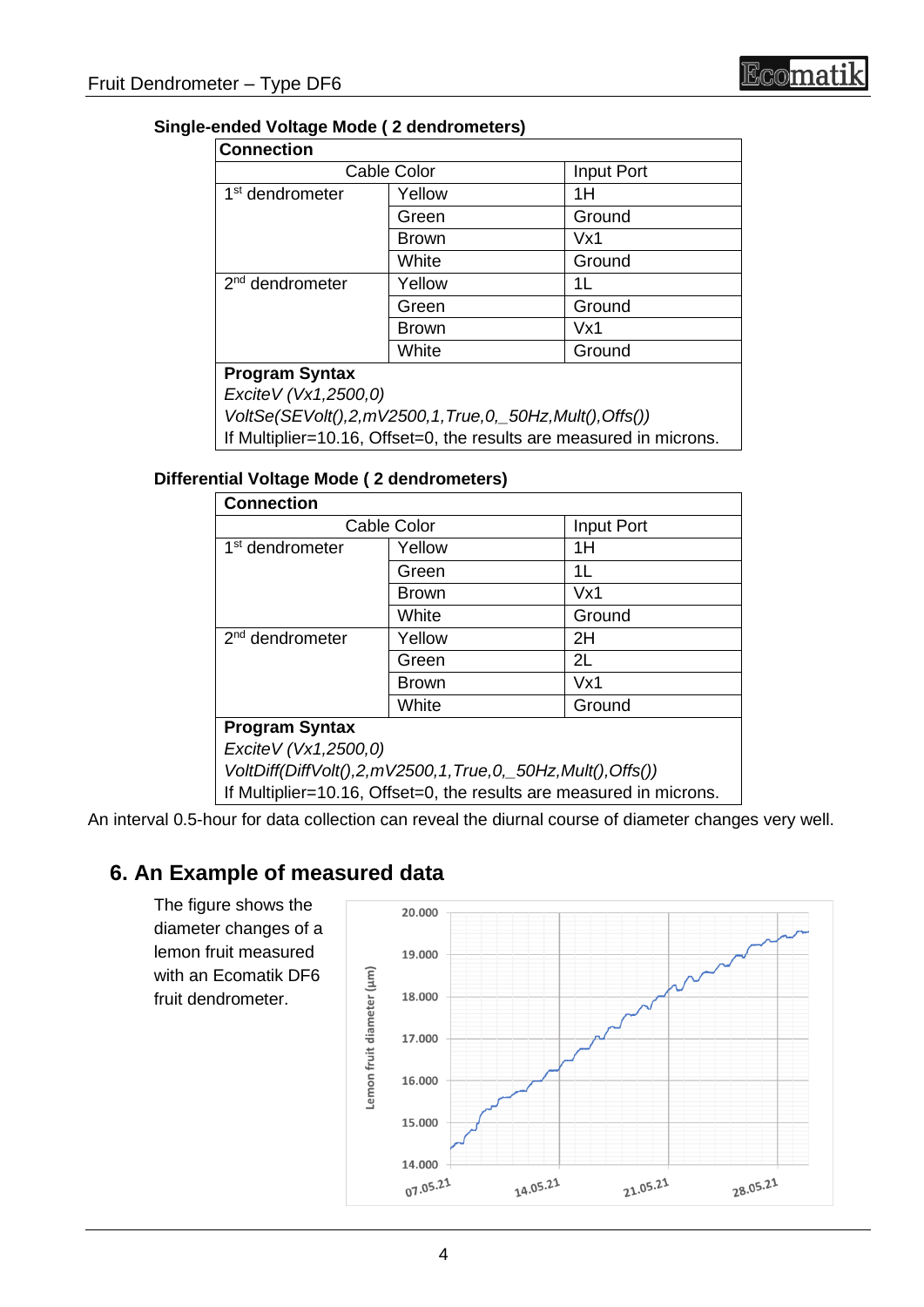**Single-ended Voltage Mode ( 2 dendrometers)**

| Connection | | |
|---|---|---|
| Cable Color | | Input Port |
| 1st dendrometer | Yellow | 1H |
| | Green | Ground |
| | Brown | Vx1 |
| | White | Ground |
| 2nd dendrometer | Yellow | 1L |
| | Green | Ground |
| | Brown | Vx1 |
| | White | Ground |

**Program Syntax**

*ExciteV (Vx1,2500,0)*

*VoltSe(SEVolt(),2,mV2500,1,True,0,_50Hz,Mult(),Offs())*

If Multiplier=10.16, Offset=0, the results are measured in microns.

**Differential Voltage Mode ( 2 dendrometers)**

| Connection | | |
|---|---|---|
| Cable Color | | Input Port |
| 1st dendrometer | Yellow | 1H |
| | Green | 1L |
| | Brown | Vx1 |
| | White | Ground |
| 2nd dendrometer | Yellow | 2H |
| | Green | 2L |
| | Brown | Vx1 |
| | White | Ground |

**Program Syntax**

*ExciteV (Vx1,2500,0)*

*VoltDiff(DiffVolt(),2,mV2500,1,True,0,_50Hz,Mult(),Offs())*

If Multiplier=10.16, Offset=0, the results are measured in microns.

An interval 0.5-hour for data collection can reveal the diurnal course of diameter changes very well.

## 6. An Example of measured data

The figure shows the diameter changes of a lemon fruit measured with an Ecomatik DF6 fruit dendrometer.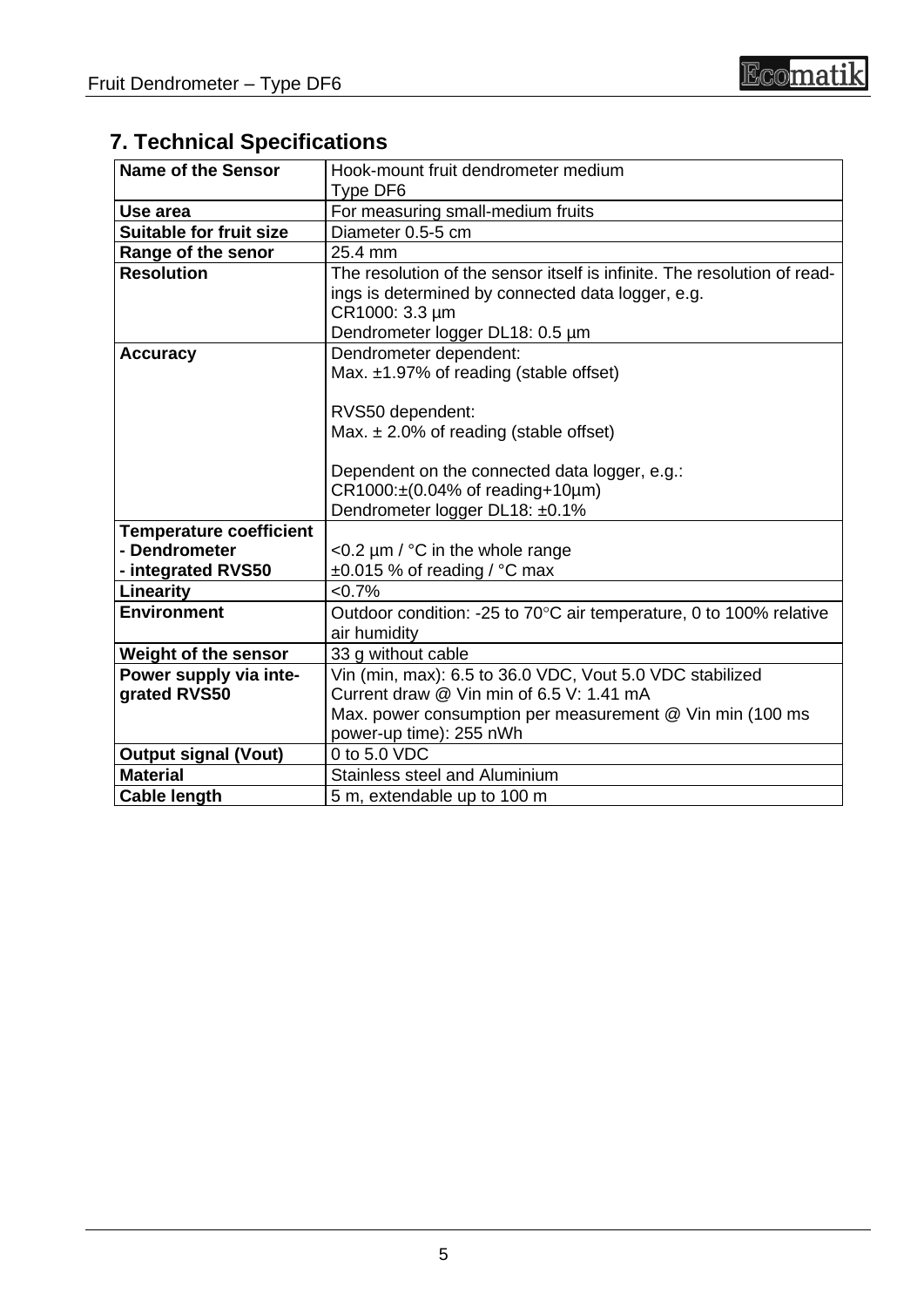## 7. Technical Specifications

| | |
|---|---|
| **Name of the Sensor** | Hook-mount fruit dendrometer medium<br>Type DF6 |
| **Use area** | For measuring small-medium fruits |
| **Suitable for fruit size** | Diameter 0.5-5 cm |
| **Range of the senor** | 25.4 mm |
| **Resolution** | The resolution of the sensor itself is infinite. The resolution of readings is determined by connected data logger, e.g.<br>CR1000: 3.3 µm<br>Dendrometer logger DL18: 0.5 µm |
| **Accuracy** | Dendrometer dependent:<br>Max. ±1.97% of reading (stable offset)<br><br>RVS50 dependent:<br>Max. ± 2.0% of reading (stable offset)<br><br>Dependent on the connected data logger, e.g.:<br>CR1000:±(0.04% of reading+10µm)<br>Dendrometer logger DL18: ±0.1% |
| **Temperature coefficient**<br>**- Dendrometer**<br>**- integrated RVS50** | <br><0.2 µm / °C in the whole range<br>±0.015 % of reading / °C max |
| **Linearity** | <0.7% |
| **Environment** | Outdoor condition: -25 to 70°C air temperature, 0 to 100% relative air humidity |
| **Weight of the sensor** | 33 g without cable |
| **Power supply via integrated RVS50** | Vin (min, max): 6.5 to 36.0 VDC, Vout 5.0 VDC stabilized<br>Current draw @ Vin min of 6.5 V: 1.41 mA<br>Max. power consumption per measurement @ Vin min (100 ms power-up time): 255 nWh |
| **Output signal (Vout)** | 0 to 5.0 VDC |
| **Material** | Stainless steel and Aluminium |
| **Cable length** | 5 m, extendable up to 100 m |